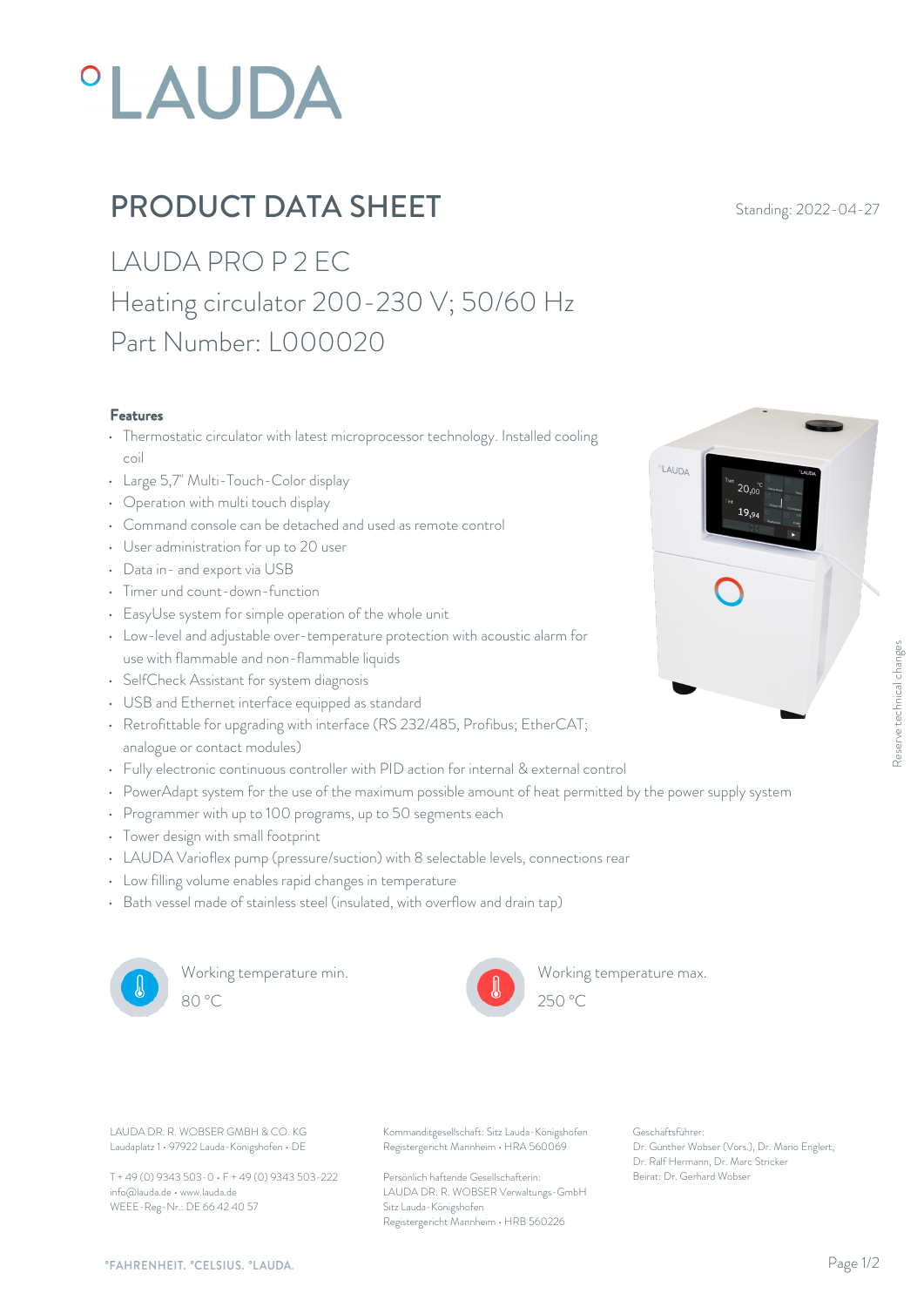# PRODUCT DATA SHEET

Standing: 2022-04-27

## LAUDA PRO P 2 EC

Heating circulator 200-230 V; 50/60 Hz

Part Number: L000020

### Features

- Thermostatic circulator with latest microprocessor technology. Installed cooling coil
- Large 5,7" Multi-Touch-Color display
- Operation with multi touch display
- Command console can be detached and used as remote control
- User administration for up to 20 user
- Data in- and export via USB
- Timer und count-down-function
- EasyUse system for simple operation of the whole unit
- Low-level and adjustable over-temperature protection with acoustic alarm for use with flammable and non-flammable liquids
- SelfCheck Assistant for system diagnosis
- USB and Ethernet interface equipped as standard
- Retrofittable for upgrading with interface (RS 232/485, Profibus; EtherCAT; analogue or contact modules)
- Fully electronic continuous controller with PID action for internal & external control
- PowerAdapt system for the use of the maximum possible amount of heat permitted by the power supply system
- Programmer with up to 100 programs, up to 50 segments each
- Tower design with small footprint
- LAUDA Varioflex pump (pressure/suction) with 8 selectable levels, connections rear
- Low filling volume enables rapid changes in temperature
- Bath vessel made of stainless steel (insulated, with overflow and drain tap)

Working temperature min.
80 °C

Working temperature max.
250 °C

Reserve technical changes

LAUDA DR. R. WOBSER GMBH & CO. KG
Laudaplatz 1 • 97922 Lauda-Königshofen • DE

T + 49 (0) 9343 503-0 • F + 49 (0) 9343 503-222
info@lauda.de • www.lauda.de
WEEE-Reg-Nr.: DE 66 42 40 57

Kommanditgesellschaft: Sitz Lauda-Königshofen
Registergericht Mannheim • HRA 560069

Persönlich haftende Gesellschafterin:
LAUDA DR. R. WOBSER Verwaltungs-GmbH
Sitz Lauda-Königshofen
Registergericht Mannheim • HRB 560226

Geschäftsführer:
Dr. Gunther Wobser (Vors.), Dr. Mario Englert, Dr. Ralf Hermann, Dr. Marc Stricker
Beirat: Dr. Gerhard Wobser

°FAHRENHEIT. °CELSIUS. °LAUDA.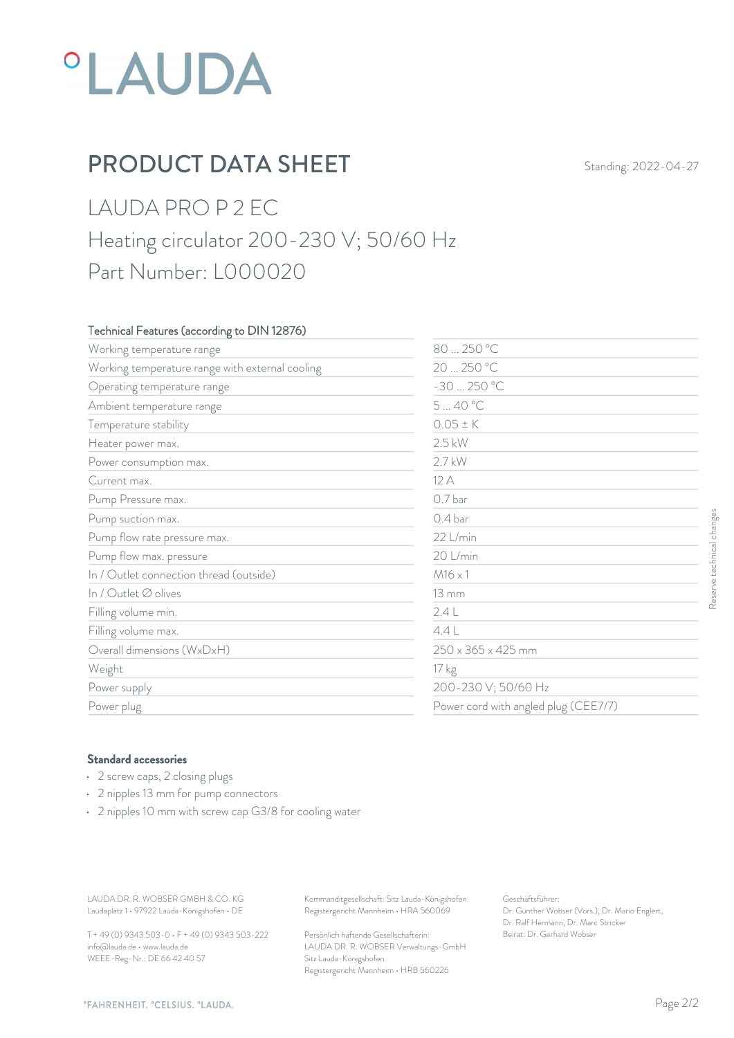# °LAUDA

## PRODUCT DATA SHEET

Standing: 2022-04-27

LAUDA PRO P 2 EC

Heating circulator 200-230 V; 50/60 Hz

Part Number: L000020

| Technical Features (according to DIN 12876) | |
|---|---|
| Working temperature range | 80 ... 250 °C |
| Working temperature range with external cooling | 20 ... 250 °C |
| Operating temperature range | -30 ... 250 °C |
| Ambient temperature range | 5 ... 40 °C |
| Temperature stability | 0.05 ± K |
| Heater power max. | 2.5 kW |
| Power consumption max. | 2.7 kW |
| Current max. | 12 A |
| Pump Pressure max. | 0.7 bar |
| Pump suction max. | 0.4 bar |
| Pump flow rate pressure max. | 22 L/min |
| Pump flow max. pressure | 20 L/min |
| In / Outlet connection thread (outside) | M16 x 1 |
| In / Outlet ∅ olives | 13 mm |
| Filling volume min. | 2.4 L |
| Filling volume max. | 4.4 L |
| Overall dimensions (WxDxH) | 250 x 365 x 425 mm |
| Weight | 17 kg |
| Power supply | 200-230 V; 50/60 Hz |
| Power plug | Power cord with angled plug (CEE7/7) |

### Standard accessories

- 2 screw caps, 2 closing plugs
- 2 nipples 13 mm for pump connectors
- 2 nipples 10 mm with screw cap G3/8 for cooling water

Reserve technical changes

LAUDA DR. R. WOBSER GMBH & CO. KG
Laudaplatz 1 • 97922 Lauda-Königshofen • DE

T + 49 (0) 9343 503-0 • F + 49 (0) 9343 503-222
info@lauda.de • www.lauda.de
WEEE-Reg-Nr.: DE 66 42 40 57

Kommanditgesellschaft: Sitz Lauda-Königshofen
Registergericht Mannheim • HRA 560069

Persönlich haftende Gesellschafterin:
LAUDA DR. R. WOBSER Verwaltungs-GmbH
Sitz Lauda-Königshofen
Registergericht Mannheim • HRB 560226

Geschäftsführer:
Dr. Gunther Wobser (Vors.), Dr. Mario Englert,
Dr. Ralf Hermann, Dr. Marc Stricker
Beirat: Dr. Gerhard Wobser

°FAHRENHEIT. °CELSIUS. °LAUDA.